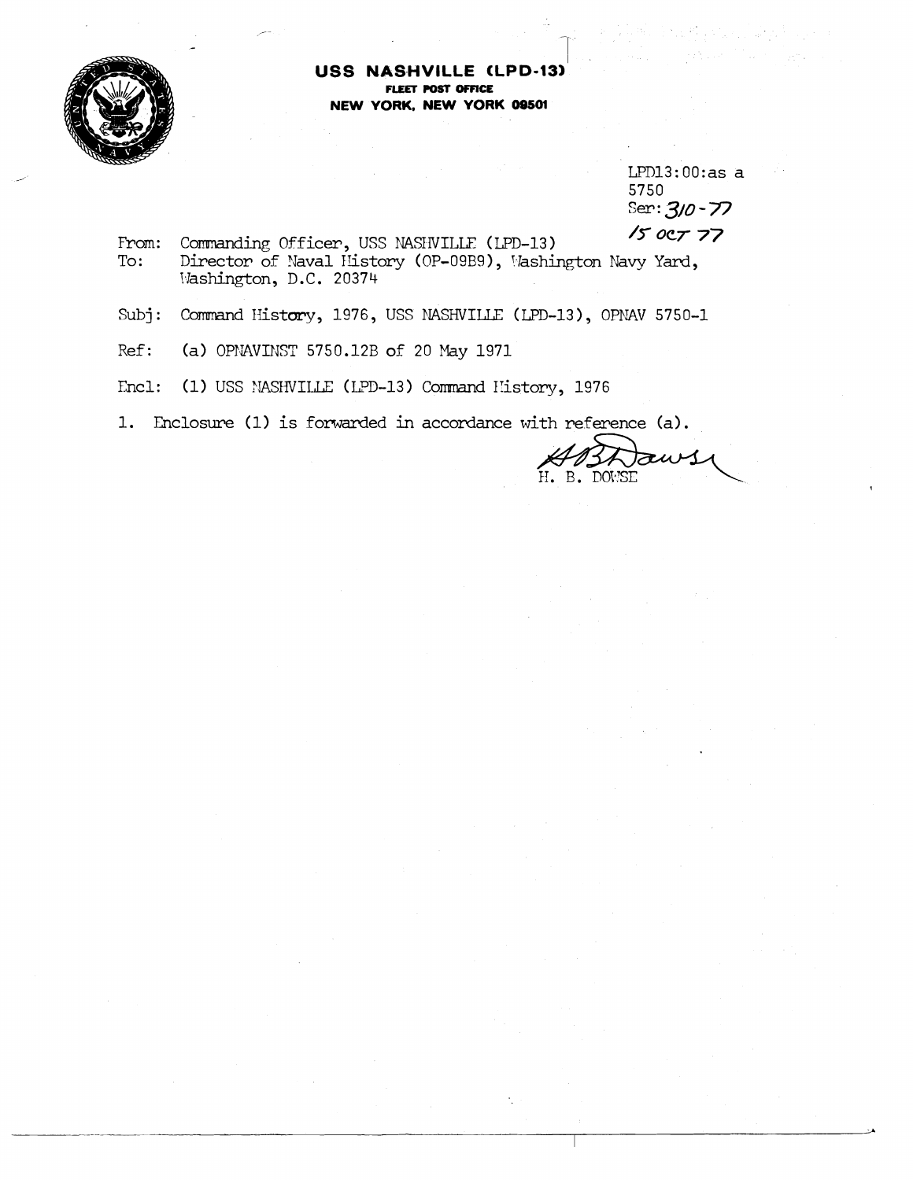**USS NASHVILLE (LPD-13)**
**FLEET POST OFFICE**
**NEW YORK, NEW YORK 09501**

LPD13:00:as a
5750
Ser: 310-77
15 OCT 77

From: Commanding Officer, USS NASHVILLE (LPD-13)
To: Director of Naval History (OP-09B9), Washington Navy Yard, Washington, D.C. 20374

Subj: Command History, 1976, USS NASHVILLE (LPD-13), OPNAV 5750-1

Ref: (a) OPNAVINST 5750.12B of 20 May 1971

Encl: (1) USS NASHVILLE (LPD-13) Command History, 1976

1. Enclosure (1) is forwarded in accordance with reference (a).

H. B. DOWSE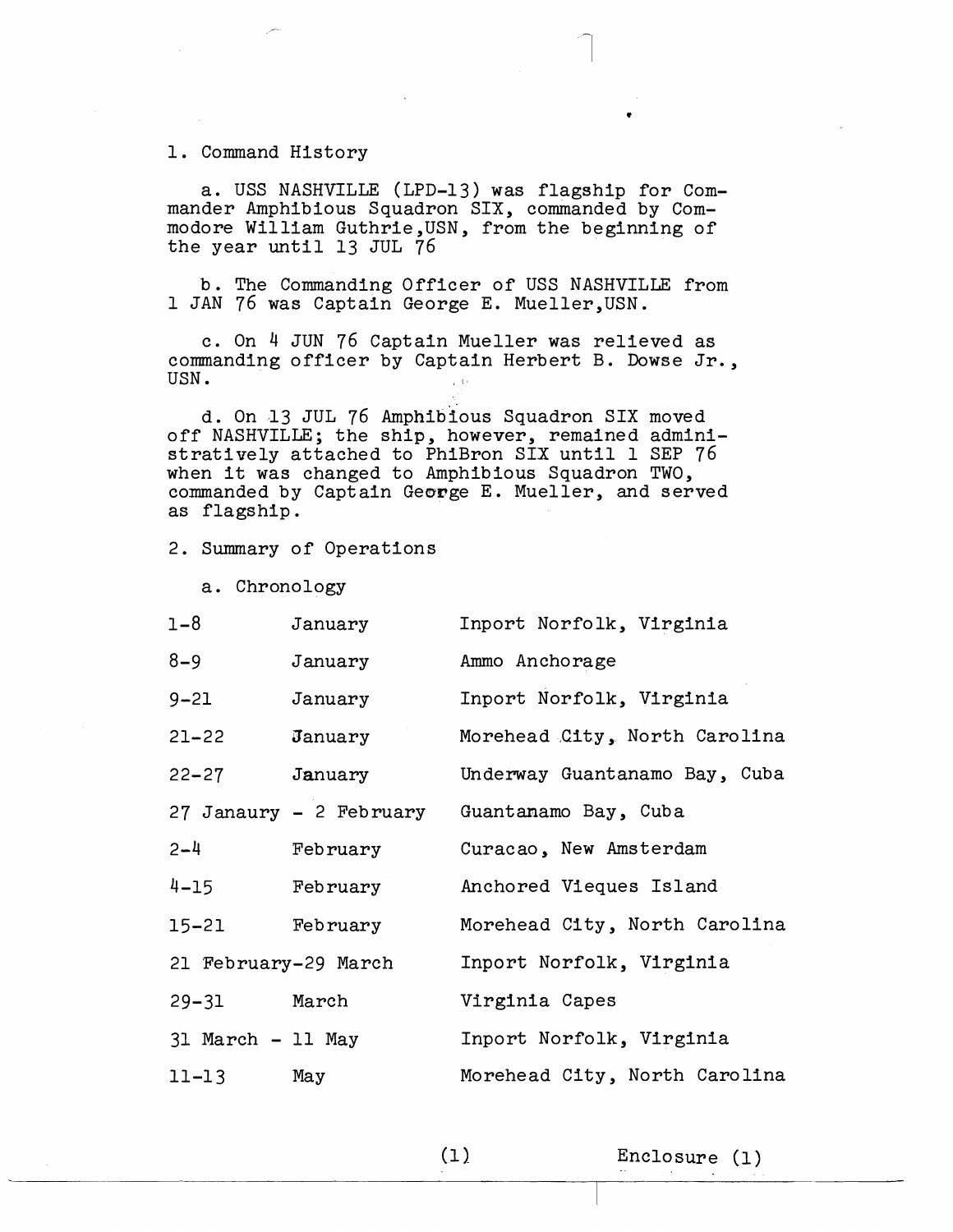1. Command History

a. USS NASHVILLE (LPD-13) was flagship for Commander Amphibious Squadron SIX, commanded by Commodore William Guthrie,USN, from the beginning of the year until 13 JUL 76

b. The Commanding Officer of USS NASHVILLE from 1 JAN 76 was Captain George E. Mueller,USN.

c. On 4 JUN 76 Captain Mueller was relieved as commanding officer by Captain Herbert B. Dowse Jr., USN.

d. On 13 JUL 76 Amphibious Squadron SIX moved off NASHVILLE; the ship, however, remained administratively attached to PhiBron SIX until 1 SEP 76 when it was changed to Amphibious Squadron TWO, commanded by Captain George E. Mueller, and served as flagship.

2. Summary of Operations

a. Chronology

| | | |
|---|---|---|
| 1-8 | January | Inport Norfolk, Virginia |
| 8-9 | January | Ammo Anchorage |
| 9-21 | January | Inport Norfolk, Virginia |
| 21-22 | January | Morehead City, North Carolina |
| 22-27 | January | Underway Guantanamo Bay, Cuba |
| 27 Janaury - 2 February | | Guantanamo Bay, Cuba |
| 2-4 | February | Curacao, New Amsterdam |
| 4-15 | February | Anchored Vieques Island |
| 15-21 | February | Morehead City, North Carolina |
| 21 February-29 March | | Inport Norfolk, Virginia |
| 29-31 | March | Virginia Capes |
| 31 March - 11 May | | Inport Norfolk, Virginia |
| 11-13 | May | Morehead City, North Carolina |

(1) Enclosure (1)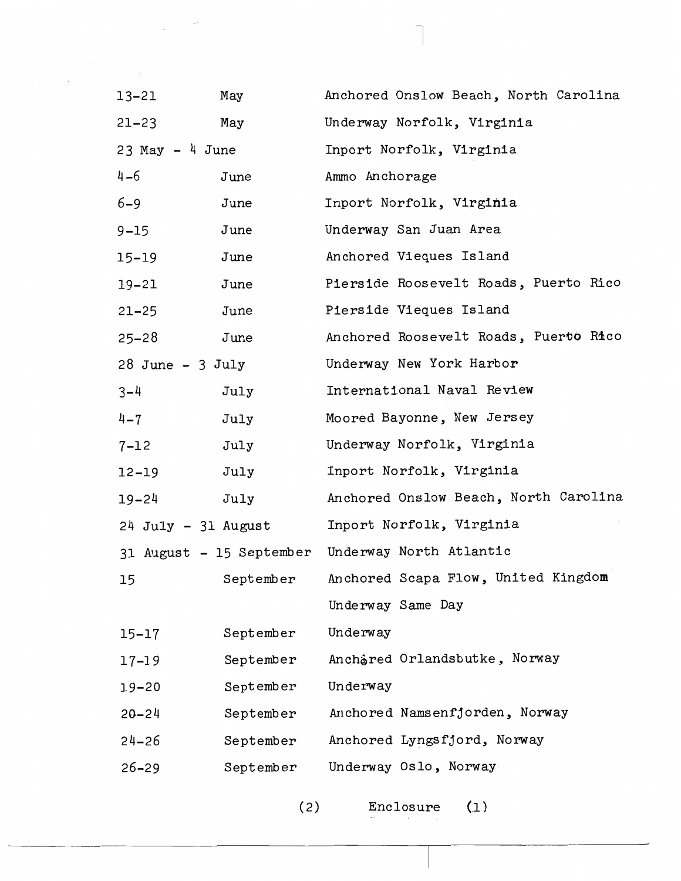| | | |
|---|---|---|
| 13-21 | May | Anchored Onslow Beach, North Carolina |
| 21-23 | May | Underway Norfolk, Virginia |
| 23 May - 4 June | | Inport Norfolk, Virginia |
| 4-6 | June | Ammo Anchorage |
| 6-9 | June | Inport Norfolk, Virginia |
| 9-15 | June | Underway San Juan Area |
| 15-19 | June | Anchored Vieques Island |
| 19-21 | June | Pierside Roosevelt Roads, Puerto Rico |
| 21-25 | June | Pierside Vieques Island |
| 25-28 | June | Anchored Roosevelt Roads, Puerto Rico |
| 28 June - 3 July | | Underway New York Harbor |
| 3-4 | July | International Naval Review |
| 4-7 | July | Moored Bayonne, New Jersey |
| 7-12 | July | Underway Norfolk, Virginia |
| 12-19 | July | Inport Norfolk, Virginia |
| 19-24 | July | Anchored Onslow Beach, North Carolina |
| 24 July - 31 August | | Inport Norfolk, Virginia |
| 31 August - 15 September | | Underway North Atlantic |
| 15 | September | Anchored Scapa Flow, United Kingdom |
| | | Underway Same Day |
| 15-17 | September | Underway |
| 17-19 | September | Anchored Orlandsbutke, Norway |
| 19-20 | September | Underway |
| 20-24 | September | Anchored Namsenfjorden, Norway |
| 24-26 | September | Anchored Lyngsfjord, Norway |
| 26-29 | September | Underway Oslo, Norway |

(2) Enclosure (1)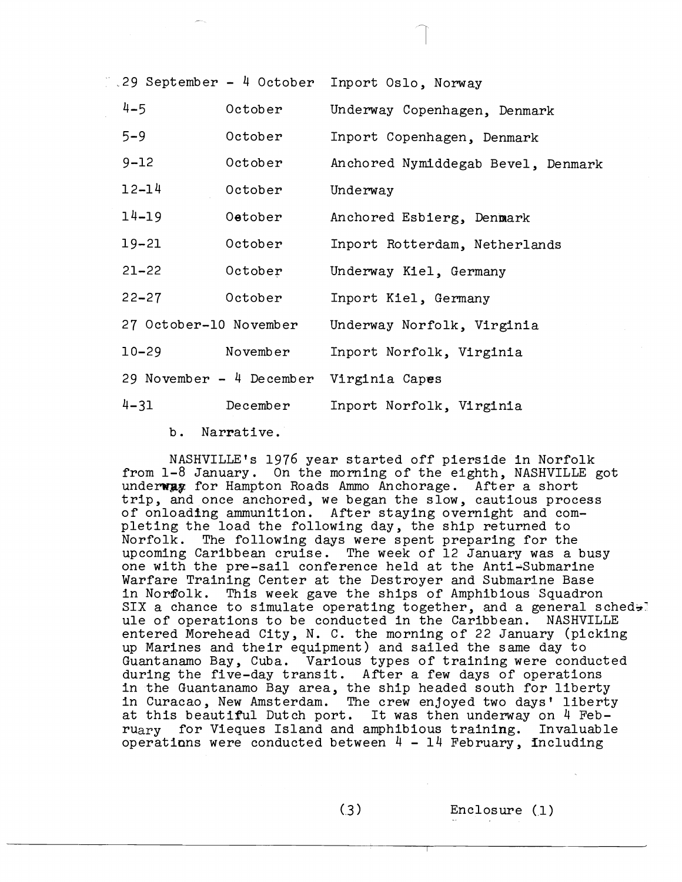| | | |
|---|---|---|
| 29 September - 4 October | | Inport Oslo, Norway |
| 4-5 | October | Underway Copenhagen, Denmark |
| 5-9 | October | Inport Copenhagen, Denmark |
| 9-12 | October | Anchored Nymiddegab Bevel, Denmark |
| 12-14 | October | Underway |
| 14-19 | October | Anchored Esbierg, Denmark |
| 19-21 | October | Inport Rotterdam, Netherlands |
| 21-22 | October | Underway Kiel, Germany |
| 22-27 | October | Inport Kiel, Germany |
| 27 October-10 November | | Underway Norfolk, Virginia |
| 10-29 | November | Inport Norfolk, Virginia |
| 29 November - 4 December | | Virginia Capes |
| 4-31 | December | Inport Norfolk, Virginia |

b. Narrative.

NASHVILLE's 1976 year started off pierside in Norfolk from 1-8 January. On the morning of the eighth, NASHVILLE got underway for Hampton Roads Ammo Anchorage. After a short trip, and once anchored, we began the slow, cautious process of onloading ammunition. After staying overnight and completing the load the following day, the ship returned to Norfolk. The following days were spent preparing for the upcoming Caribbean cruise. The week of 12 January was a busy one with the pre-sail conference held at the Anti-Submarine Warfare Training Center at the Destroyer and Submarine Base in Norfolk. This week gave the ships of Amphibious Squadron SIX a chance to simulate operating together, and a general schedule of operations to be conducted in the Caribbean. NASHVILLE entered Morehead City, N. C. the morning of 22 January (picking up Marines and their equipment) and sailed the same day to Guantanamo Bay, Cuba. Various types of training were conducted during the five-day transit. After a few days of operations in the Guantanamo Bay area, the ship headed south for liberty in Curacao, New Amsterdam. The crew enjoyed two days' liberty at this beautiful Dutch port. It was then underway on 4 February for Vieques Island and amphibious training. Invaluable operations were conducted between 4 - 14 February, including

Enclosure (1)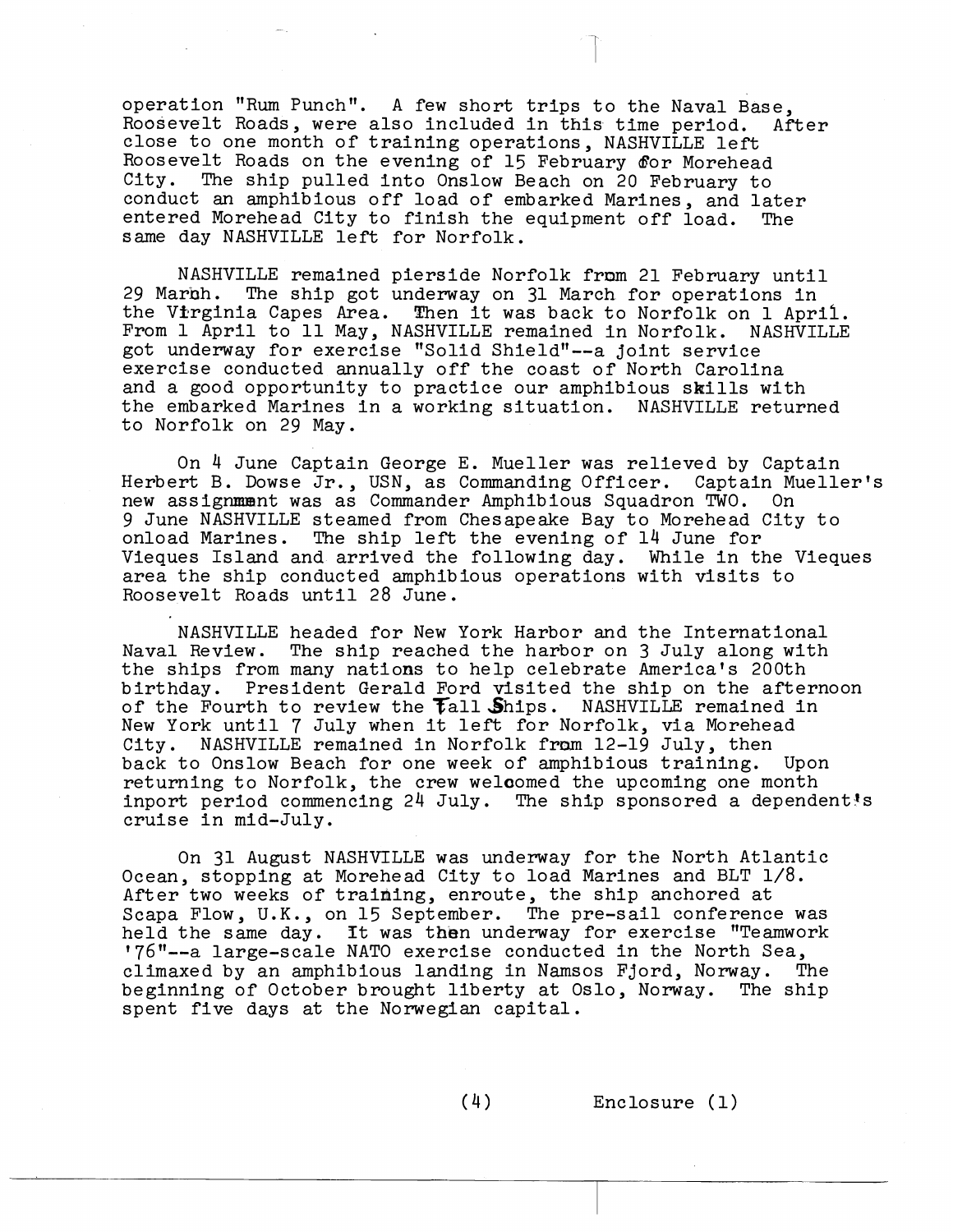operation "Rum Punch". A few short trips to the Naval Base, Roosevelt Roads, were also included in this time period. After close to one month of training operations, NASHVILLE left Roosevelt Roads on the evening of 15 February for Morehead City. The ship pulled into Onslow Beach on 20 February to conduct an amphibious off load of embarked Marines, and later entered Morehead City to finish the equipment off load. The same day NASHVILLE left for Norfolk.

NASHVILLE remained pierside Norfolk from 21 February until 29 March. The ship got underway on 31 March for operations in the Virginia Capes Area. Then it was back to Norfolk on 1 April. From 1 April to 11 May, NASHVILLE remained in Norfolk. NASHVILLE got underway for exercise "Solid Shield"--a joint service exercise conducted annually off the coast of North Carolina and a good opportunity to practice our amphibious skills with the embarked Marines in a working situation. NASHVILLE returned to Norfolk on 29 May.

On 4 June Captain George E. Mueller was relieved by Captain Herbert B. Dowse Jr., USN, as Commanding Officer. Captain Mueller's new assignment was as Commander Amphibious Squadron TWO. On 9 June NASHVILLE steamed from Chesapeake Bay to Morehead City to onload Marines. The ship left the evening of 14 June for Vieques Island and arrived the following day. While in the Vieques area the ship conducted amphibious operations with visits to Roosevelt Roads until 28 June.

NASHVILLE headed for New York Harbor and the International Naval Review. The ship reached the harbor on 3 July along with the ships from many nations to help celebrate America's 200th birthday. President Gerald Ford visited the ship on the afternoon of the Fourth to review the Tall Ships. NASHVILLE remained in New York until 7 July when it left for Norfolk, via Morehead City. NASHVILLE remained in Norfolk from 12-19 July, then back to Onslow Beach for one week of amphibious training. Upon returning to Norfolk, the crew welcomed the upcoming one month inport period commencing 24 July. The ship sponsored a dependent's cruise in mid-July.

On 31 August NASHVILLE was underway for the North Atlantic Ocean, stopping at Morehead City to load Marines and BLT 1/8. After two weeks of training, enroute, the ship anchored at Scapa Flow, U.K., on 15 September. The pre-sail conference was held the same day. It was then underway for exercise "Teamwork '76"--a large-scale NATO exercise conducted in the North Sea, climaxed by an amphibious landing in Namsos Fjord, Norway. The beginning of October brought liberty at Oslo, Norway. The ship spent five days at the Norwegian capital.

(4) Enclosure (1)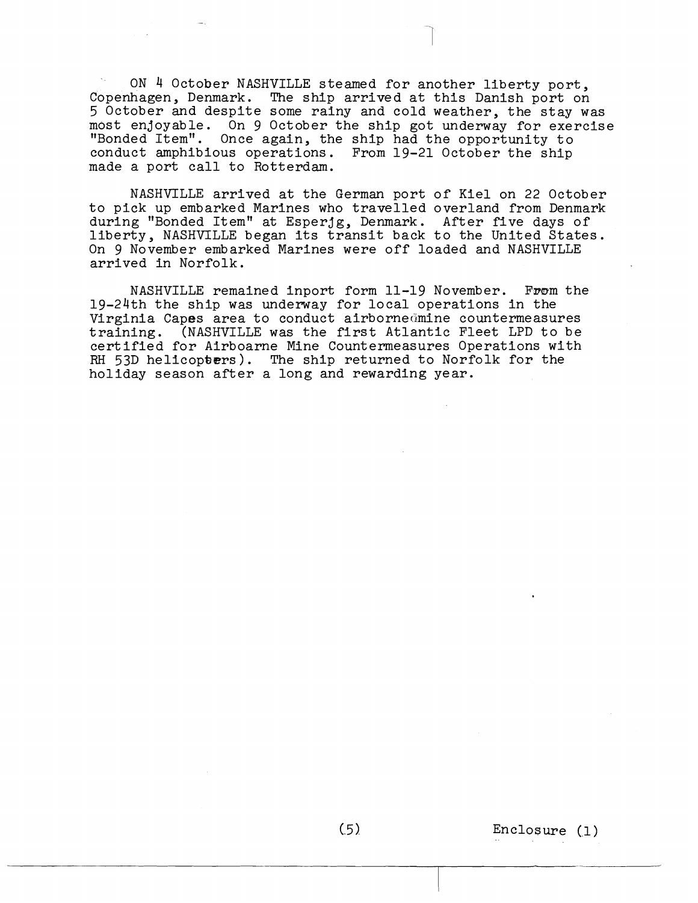ON 4 October NASHVILLE steamed for another liberty port, Copenhagen, Denmark. The ship arrived at this Danish port on 5 October and despite some rainy and cold weather, the stay was most enjoyable. On 9 October the ship got underway for exercise "Bonded Item". Once again, the ship had the opportunity to conduct amphibious operations. From 19-21 October the ship made a port call to Rotterdam.

NASHVILLE arrived at the German port of Kiel on 22 October to pick up embarked Marines who travelled overland from Denmark during "Bonded Item" at Esperjg, Denmark. After five days of liberty, NASHVILLE began its transit back to the United States. On 9 November embarked Marines were off loaded and NASHVILLE arrived in Norfolk.

NASHVILLE remained inport form 11-19 November. From the 19-24th the ship was underway for local operations in the Virginia Capes area to conduct airborne mine countermeasures training. (NASHVILLE was the first Atlantic Fleet LPD to be certified for Airboarne Mine Countermeasures Operations with RH 53D helicopters). The ship returned to Norfolk for the holiday season after a long and rewarding year.

Enclosure (1)